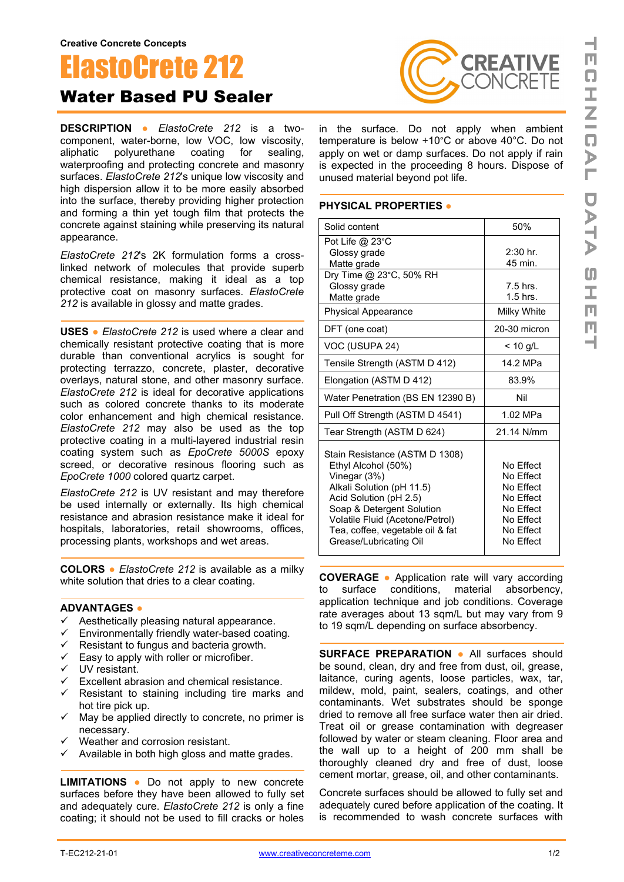Creative Concrete Concepts

# ElastoCrete 212

## Water Based PU Sealer

**DESCRIPTION** • *ElastoCrete 212* is a two-component, water-borne, low VOC, low viscosity, aliphatic polyurethane coating for sealing, waterproofing and protecting concrete and masonry surfaces. *ElastoCrete 212*'s unique low viscosity and high dispersion allow it to be more easily absorbed into the surface, thereby providing higher protection and forming a thin yet tough film that protects the concrete against staining while preserving its natural appearance.

*ElastoCrete 212*'s 2K formulation forms a cross-linked network of molecules that provide superb chemical resistance, making it ideal as a top protective coat on masonry surfaces. *ElastoCrete 212* is available in glossy and matte grades.

**USES** • *ElastoCrete 212* is used where a clear and chemically resistant protective coating that is more durable than conventional acrylics is sought for protecting terrazzo, concrete, plaster, decorative overlays, natural stone, and other masonry surface. *ElastoCrete 212* is ideal for decorative applications such as colored concrete thanks to its moderate color enhancement and high chemical resistance. *ElastoCrete 212* may also be used as the top protective coating in a multi-layered industrial resin coating system such as *EpoCrete 5000S* epoxy screed, or decorative resinous flooring such as *EpoCrete 1000* colored quartz carpet.

*ElastoCrete 212* is UV resistant and may therefore be used internally or externally. Its high chemical resistance and abrasion resistance make it ideal for hospitals, laboratories, retail showrooms, offices, processing plants, workshops and wet areas.

**COLORS** • *ElastoCrete 212* is available as a milky white solution that dries to a clear coating.

**ADVANTAGES** •

- ✓ Aesthetically pleasing natural appearance.
- ✓ Environmentally friendly water-based coating.
- ✓ Resistant to fungus and bacteria growth.
- ✓ Easy to apply with roller or microfiber.
- ✓ UV resistant.
- ✓ Excellent abrasion and chemical resistance.
- ✓ Resistant to staining including tire marks and hot tire pick up.
- ✓ May be applied directly to concrete, no primer is necessary.
- ✓ Weather and corrosion resistant.
- ✓ Available in both high gloss and matte grades.

**LIMITATIONS** • Do not apply to new concrete surfaces before they have been allowed to fully set and adequately cure. *ElastoCrete 212* is only a fine coating; it should not be used to fill cracks or holes in the surface. Do not apply when ambient temperature is below +10°C or above 40°C. Do not apply on wet or damp surfaces. Do not apply if rain is expected in the proceeding 8 hours. Dispose of unused material beyond pot life.

**PHYSICAL PROPERTIES** •

| | |
|---|---|
| Solid content | 50% |
| Pot Life @ 23°C<br>Glossy grade<br>Matte grade | <br>2:30 hr.<br>45 min. |
| Dry Time @ 23°C, 50% RH<br>Glossy grade<br>Matte grade | <br>7.5 hrs.<br>1.5 hrs. |
| Physical Appearance | Milky White |
| DFT (one coat) | 20-30 micron |
| VOC (USUPA 24) | < 10 g/L |
| Tensile Strength (ASTM D 412) | 14.2 MPa |
| Elongation (ASTM D 412) | 83.9% |
| Water Penetration (BS EN 12390 B) | Nil |
| Pull Off Strength (ASTM D 4541) | 1.02 MPa |
| Tear Strength (ASTM D 624) | 21.14 N/mm |
| Stain Resistance (ASTM D 1308)<br>Ethyl Alcohol (50%)<br>Vinegar (3%)<br>Alkali Solution (pH 11.5)<br>Acid Solution (pH 2.5)<br>Soap & Detergent Solution<br>Volatile Fluid (Acetone/Petrol)<br>Tea, coffee, vegetable oil & fat<br>Grease/Lubricating Oil | <br>No Effect<br>No Effect<br>No Effect<br>No Effect<br>No Effect<br>No Effect<br>No Effect<br>No Effect |

**COVERAGE** • Application rate will vary according to surface conditions, material absorbency, application technique and job conditions. Coverage rate averages about 13 sqm/L but may vary from 9 to 19 sqm/L depending on surface absorbency.

**SURFACE PREPARATION** • All surfaces should be sound, clean, dry and free from dust, oil, grease, laitance, curing agents, loose particles, wax, tar, mildew, mold, paint, sealers, coatings, and other contaminants. Wet substrates should be sponge dried to remove all free surface water then air dried. Treat oil or grease contamination with degreaser followed by water or steam cleaning. Floor area and the wall up to a height of 200 mm shall be thoroughly cleaned dry and free of dust, loose cement mortar, grease, oil, and other contaminants.

Concrete surfaces should be allowed to fully set and adequately cured before application of the coating. It is recommended to wash concrete surfaces with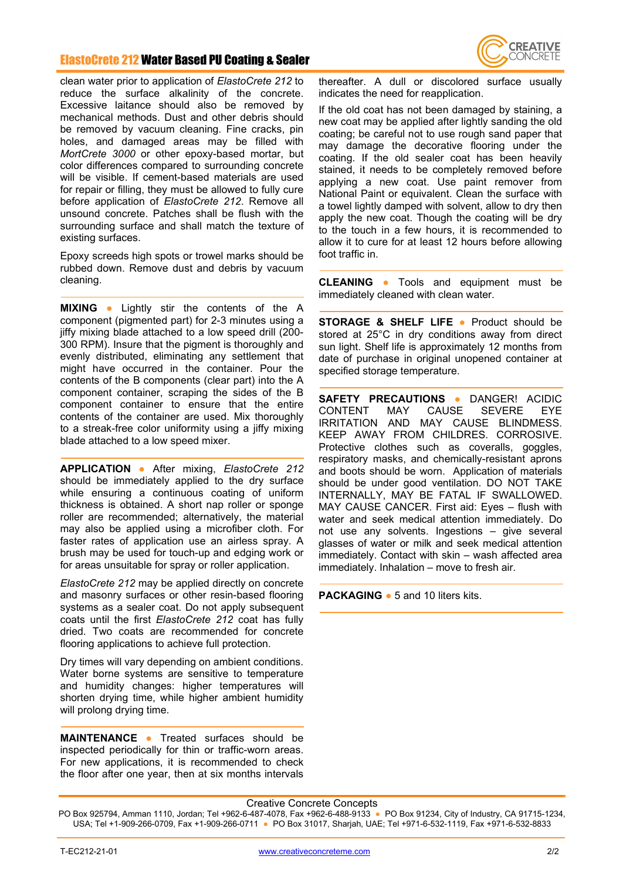clean water prior to application of *ElastoCrete 212* to reduce the surface alkalinity of the concrete. Excessive laitance should also be removed by mechanical methods. Dust and other debris should be removed by vacuum cleaning. Fine cracks, pin holes, and damaged areas may be filled with *MortCrete 3000* or other epoxy-based mortar, but color differences compared to surrounding concrete will be visible. If cement-based materials are used for repair or filling, they must be allowed to fully cure before application of *ElastoCrete 212*. Remove all unsound concrete. Patches shall be flush with the surrounding surface and shall match the texture of existing surfaces.

Epoxy screeds high spots or trowel marks should be rubbed down. Remove dust and debris by vacuum cleaning.

**MIXING** ● Lightly stir the contents of the A component (pigmented part) for 2-3 minutes using a jiffy mixing blade attached to a low speed drill (200-300 RPM). Insure that the pigment is thoroughly and evenly distributed, eliminating any settlement that might have occurred in the container. Pour the contents of the B components (clear part) into the A component container, scraping the sides of the B component container to ensure that the entire contents of the container are used. Mix thoroughly to a streak-free color uniformity using a jiffy mixing blade attached to a low speed mixer.

**APPLICATION** ● After mixing, *ElastoCrete 212* should be immediately applied to the dry surface while ensuring a continuous coating of uniform thickness is obtained. A short nap roller or sponge roller are recommended; alternatively, the material may also be applied using a microfiber cloth. For faster rates of application use an airless spray. A brush may be used for touch-up and edging work or for areas unsuitable for spray or roller application.

*ElastoCrete 212* may be applied directly on concrete and masonry surfaces or other resin-based flooring systems as a sealer coat. Do not apply subsequent coats until the first *ElastoCrete 212* coat has fully dried. Two coats are recommended for concrete flooring applications to achieve full protection.

Dry times will vary depending on ambient conditions. Water borne systems are sensitive to temperature and humidity changes: higher temperatures will shorten drying time, while higher ambient humidity will prolong drying time.

**MAINTENANCE** ● Treated surfaces should be inspected periodically for thin or traffic-worn areas. For new applications, it is recommended to check the floor after one year, then at six months intervals thereafter. A dull or discolored surface usually indicates the need for reapplication.

If the old coat has not been damaged by staining, a new coat may be applied after lightly sanding the old coating; be careful not to use rough sand paper that may damage the decorative flooring under the coating. If the old sealer coat has been heavily stained, it needs to be completely removed before applying a new coat. Use paint remover from National Paint or equivalent. Clean the surface with a towel lightly damped with solvent, allow to dry then apply the new coat. Though the coating will be dry to the touch in a few hours, it is recommended to allow it to cure for at least 12 hours before allowing foot traffic in.

**CLEANING** ● Tools and equipment must be immediately cleaned with clean water.

**STORAGE & SHELF LIFE** ● Product should be stored at 25°C in dry conditions away from direct sun light. Shelf life is approximately 12 months from date of purchase in original unopened container at specified storage temperature.

**SAFETY PRECAUTIONS** ● DANGER! ACIDIC CONTENT MAY CAUSE SEVERE EYE IRRITATION AND MAY CAUSE BLINDMESS. KEEP AWAY FROM CHILDRES. CORROSIVE. Protective clothes such as coveralls, goggles, respiratory masks, and chemically-resistant aprons and boots should be worn. Application of materials should be under good ventilation. DO NOT TAKE INTERNALLY, MAY BE FATAL IF SWALLOWED. MAY CAUSE CANCER. First aid: Eyes – flush with water and seek medical attention immediately. Do not use any solvents. Ingestions – give several glasses of water or milk and seek medical attention immediately. Contact with skin – wash affected area immediately. Inhalation – move to fresh air.

**PACKAGING** ● 5 and 10 liters kits.

Creative Concrete Concepts

PO Box 925794, Amman 1110, Jordan; Tel +962-6-487-4078, Fax +962-6-488-9133 ● PO Box 91234, City of Industry, CA 91715-1234, USA; Tel +1-909-266-0709, Fax +1-909-266-0711 ● PO Box 31017, Sharjah, UAE; Tel +971-6-532-1119, Fax +971-6-532-8833